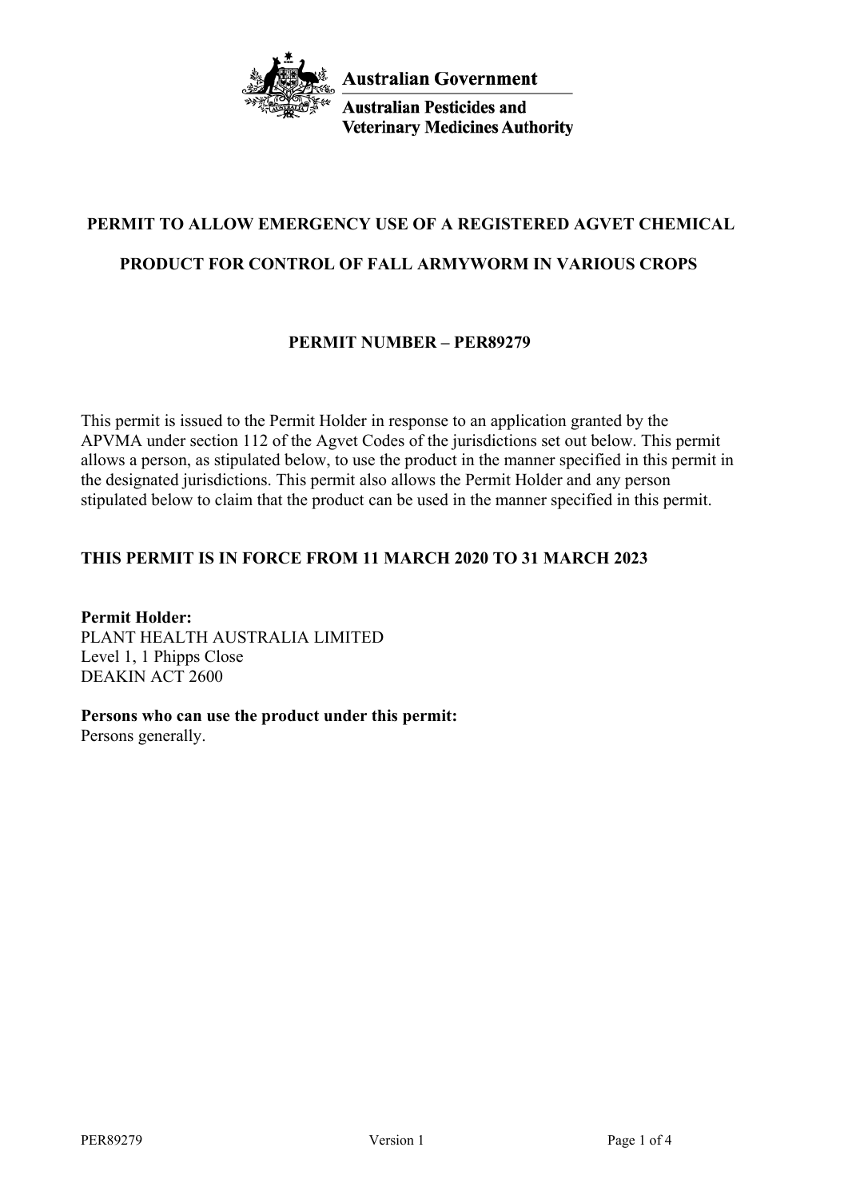Australian Government

Australian Pesticides and Veterinary Medicines Authority

# PERMIT TO ALLOW EMERGENCY USE OF A REGISTERED AGVET CHEMICAL PRODUCT FOR CONTROL OF FALL ARMYWORM IN VARIOUS CROPS

## PERMIT NUMBER – PER89279

This permit is issued to the Permit Holder in response to an application granted by the APVMA under section 112 of the Agvet Codes of the jurisdictions set out below. This permit allows a person, as stipulated below, to use the product in the manner specified in this permit in the designated jurisdictions. This permit also allows the Permit Holder and any person stipulated below to claim that the product can be used in the manner specified in this permit.

**THIS PERMIT IS IN FORCE FROM 11 MARCH 2020 TO 31 MARCH 2023**

**Permit Holder:**
PLANT HEALTH AUSTRALIA LIMITED
Level 1, 1 Phipps Close
DEAKIN ACT 2600

**Persons who can use the product under this permit:**
Persons generally.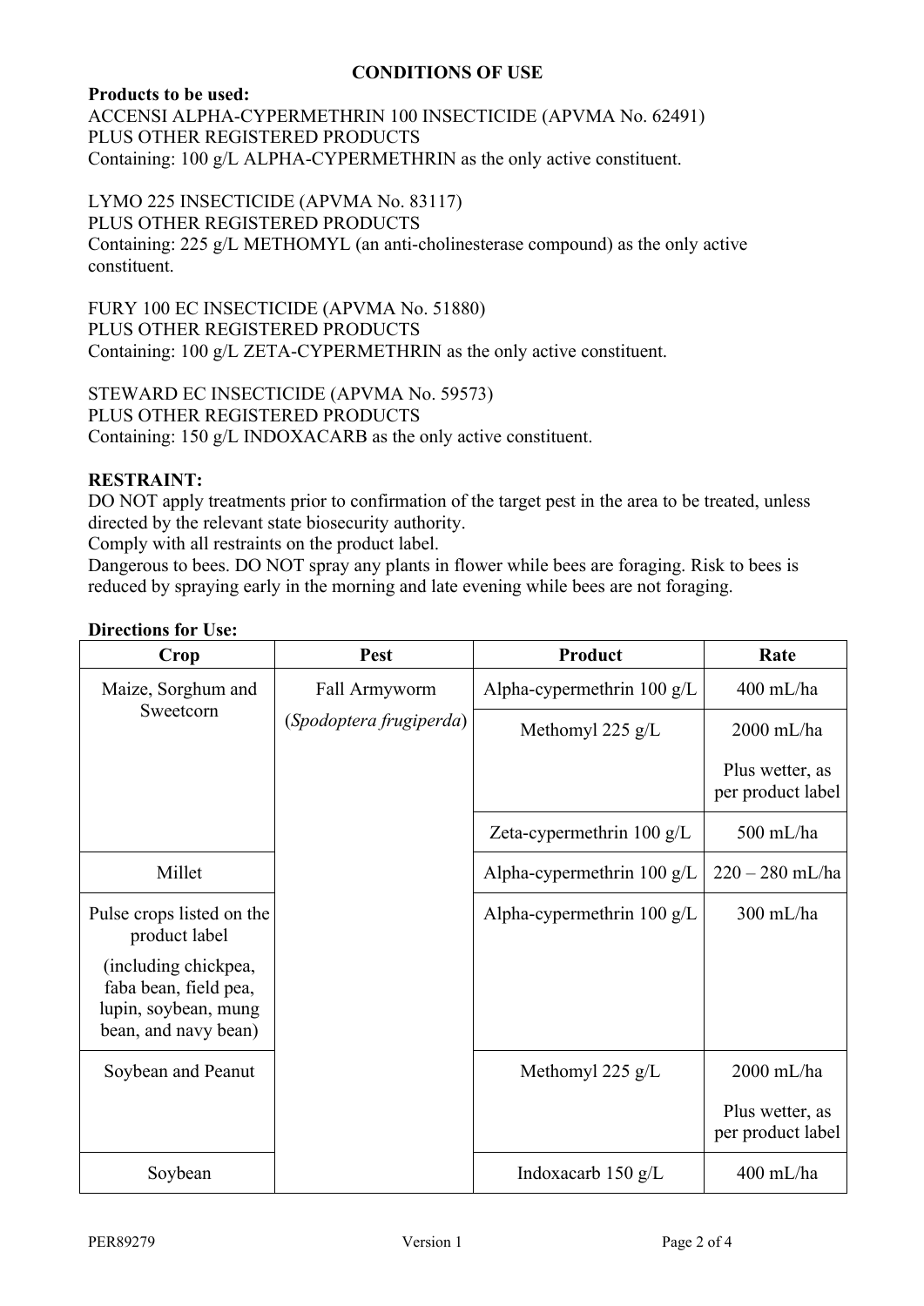## CONDITIONS OF USE

**Products to be used:**

ACCENSI ALPHA-CYPERMETHRIN 100 INSECTICIDE (APVMA No. 62491)
PLUS OTHER REGISTERED PRODUCTS
Containing: 100 g/L ALPHA-CYPERMETHRIN as the only active constituent.

LYMO 225 INSECTICIDE (APVMA No. 83117)
PLUS OTHER REGISTERED PRODUCTS
Containing: 225 g/L METHOMYL (an anti-cholinesterase compound) as the only active constituent.

FURY 100 EC INSECTICIDE (APVMA No. 51880)
PLUS OTHER REGISTERED PRODUCTS
Containing: 100 g/L ZETA-CYPERMETHRIN as the only active constituent.

STEWARD EC INSECTICIDE (APVMA No. 59573)
PLUS OTHER REGISTERED PRODUCTS
Containing: 150 g/L INDOXACARB as the only active constituent.

**RESTRAINT:**

DO NOT apply treatments prior to confirmation of the target pest in the area to be treated, unless directed by the relevant state biosecurity authority.
Comply with all restraints on the product label.
Dangerous to bees. DO NOT spray any plants in flower while bees are foraging. Risk to bees is reduced by spraying early in the morning and late evening while bees are not foraging.

**Directions for Use:**

| Crop | Pest | Product | Rate |
|---|---|---|---|
| Maize, Sorghum and Sweetcorn | Fall Armyworm (*Spodoptera frugiperda*) | Alpha-cypermethrin 100 g/L | 400 mL/ha |
| | | Methomyl 225 g/L | 2000 mL/ha<br><br>Plus wetter, as per product label |
| | | Zeta-cypermethrin 100 g/L | 500 mL/ha |
| Millet | | Alpha-cypermethrin 100 g/L | 220 – 280 mL/ha |
| Pulse crops listed on the product label<br><br>(including chickpea, faba bean, field pea, lupin, soybean, mung bean, and navy bean) | | Alpha-cypermethrin 100 g/L | 300 mL/ha |
| Soybean and Peanut | | Methomyl 225 g/L | 2000 mL/ha<br><br>Plus wetter, as per product label |
| Soybean | | Indoxacarb 150 g/L | 400 mL/ha |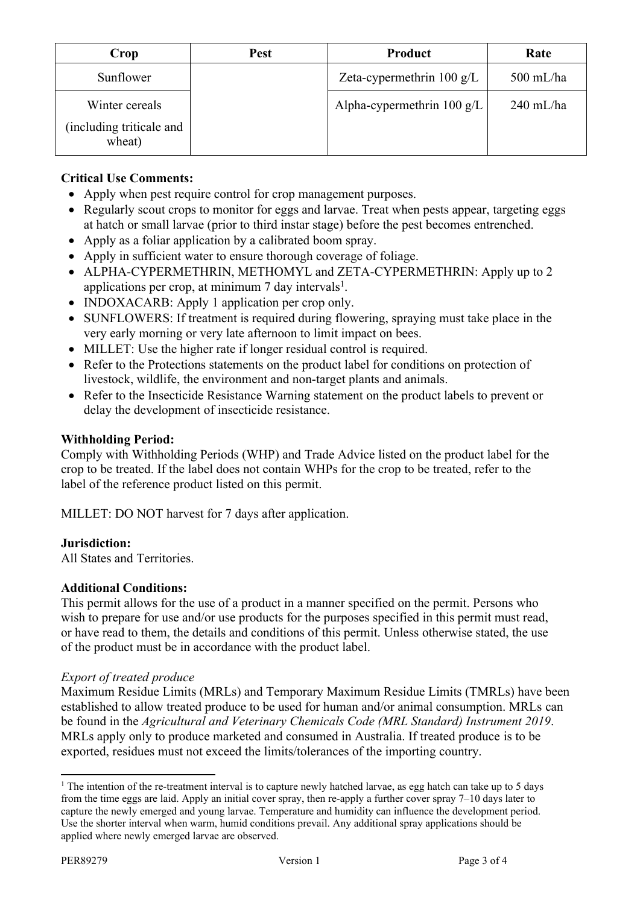| Crop | Pest | Product | Rate |
| --- | --- | --- | --- |
| Sunflower | | Zeta-cypermethrin 100 g/L | 500 mL/ha |
| Winter cereals (including triticale and wheat) | | Alpha-cypermethrin 100 g/L | 240 mL/ha |

**Critical Use Comments:**

- Apply when pest require control for crop management purposes.
- Regularly scout crops to monitor for eggs and larvae. Treat when pests appear, targeting eggs at hatch or small larvae (prior to third instar stage) before the pest becomes entrenched.
- Apply as a foliar application by a calibrated boom spray.
- Apply in sufficient water to ensure thorough coverage of foliage.
- ALPHA-CYPERMETHRIN, METHOMYL and ZETA-CYPERMETHRIN: Apply up to 2 applications per crop, at minimum 7 day intervals[1].
- INDOXACARB: Apply 1 application per crop only.
- SUNFLOWERS: If treatment is required during flowering, spraying must take place in the very early morning or very late afternoon to limit impact on bees.
- MILLET: Use the higher rate if longer residual control is required.
- Refer to the Protections statements on the product label for conditions on protection of livestock, wildlife, the environment and non-target plants and animals.
- Refer to the Insecticide Resistance Warning statement on the product labels to prevent or delay the development of insecticide resistance.

**Withholding Period:**

Comply with Withholding Periods (WHP) and Trade Advice listed on the product label for the crop to be treated. If the label does not contain WHPs for the crop to be treated, refer to the label of the reference product listed on this permit.

MILLET: DO NOT harvest for 7 days after application.

**Jurisdiction:**

All States and Territories.

**Additional Conditions:**

This permit allows for the use of a product in a manner specified on the permit. Persons who wish to prepare for use and/or use products for the purposes specified in this permit must read, or have read to them, the details and conditions of this permit. Unless otherwise stated, the use of the product must be in accordance with the product label.

*Export of treated produce*

Maximum Residue Limits (MRLs) and Temporary Maximum Residue Limits (TMRLs) have been established to allow treated produce to be used for human and/or animal consumption. MRLs can be found in the *Agricultural and Veterinary Chemicals Code (MRL Standard) Instrument 2019*. MRLs apply only to produce marketed and consumed in Australia. If treated produce is to be exported, residues must not exceed the limits/tolerances of the importing country.

---

[1] The intention of the re-treatment interval is to capture newly hatched larvae, as egg hatch can take up to 5 days from the time eggs are laid. Apply an initial cover spray, then re-apply a further cover spray 7–10 days later to capture the newly emerged and young larvae. Temperature and humidity can influence the development period. Use the shorter interval when warm, humid conditions prevail. Any additional spray applications should be applied where newly emerged larvae are observed.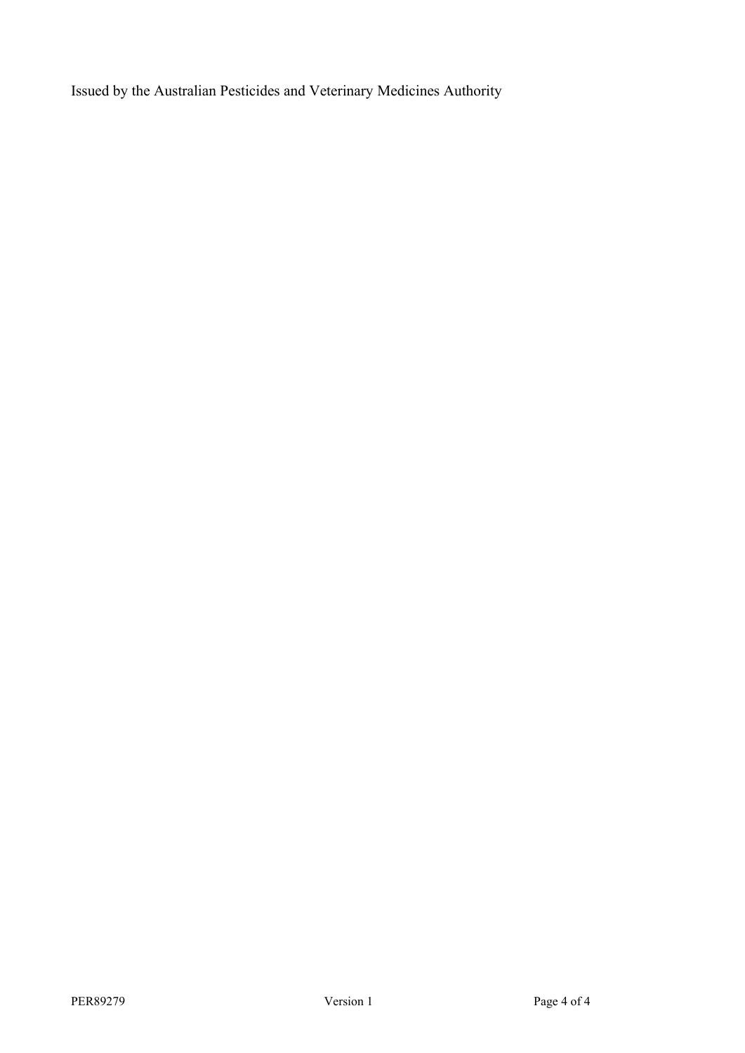Issued by the Australian Pesticides and Veterinary Medicines Authority